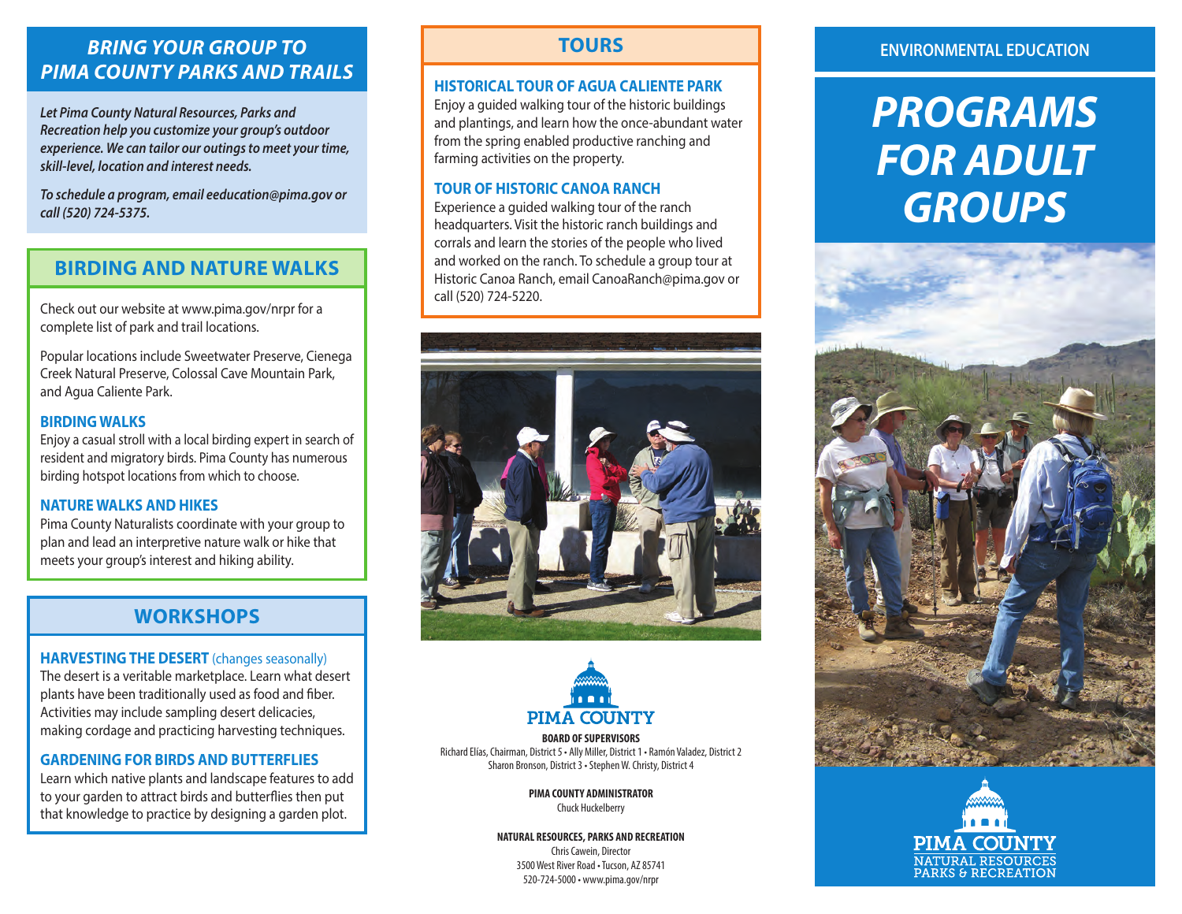## *BRING YOUR GROUP TO PIMA COUNTY PARKS AND TRAILS*

***Let Pima County Natural Resources, Parks and Recreation help you customize your group's outdoor experience. We can tailor our outings to meet your time, skill-level, location and interest needs.***

***To schedule a program, email eeducation@pima.gov or call (520) 724-5375.***

## BIRDING AND NATURE WALKS

Check out our website at www.pima.gov/nrpr for a complete list of park and trail locations.

Popular locations include Sweetwater Preserve, Cienega Creek Natural Preserve, Colossal Cave Mountain Park, and Agua Caliente Park.

### BIRDING WALKS

Enjoy a casual stroll with a local birding expert in search of resident and migratory birds. Pima County has numerous birding hotspot locations from which to choose.

### NATURE WALKS AND HIKES

Pima County Naturalists coordinate with your group to plan and lead an interpretive nature walk or hike that meets your group's interest and hiking ability.

## WORKSHOPS

### HARVESTING THE DESERT (changes seasonally)

The desert is a veritable marketplace. Learn what desert plants have been traditionally used as food and fiber. Activities may include sampling desert delicacies, making cordage and practicing harvesting techniques.

### GARDENING FOR BIRDS AND BUTTERFLIES

Learn which native plants and landscape features to add to your garden to attract birds and butterflies then put that knowledge to practice by designing a garden plot.

## TOURS

### HISTORICAL TOUR OF AGUA CALIENTE PARK

Enjoy a guided walking tour of the historic buildings and plantings, and learn how the once-abundant water from the spring enabled productive ranching and farming activities on the property.

### TOUR OF HISTORIC CANOA RANCH

Experience a guided walking tour of the ranch headquarters. Visit the historic ranch buildings and corrals and learn the stories of the people who lived and worked on the ranch. To schedule a group tour at Historic Canoa Ranch, email CanoaRanch@pima.gov or call (520) 724-5220.

PIMA COUNTY

**BOARD OF SUPERVISORS**
Richard Elías, Chairman, District 5 • Ally Miller, District 1 • Ramón Valadez, District 2
Sharon Bronson, District 3 • Stephen W. Christy, District 4

**PIMA COUNTY ADMINISTRATOR**
Chuck Huckelberry

**NATURAL RESOURCES, PARKS AND RECREATION**
Chris Cawein, Director
3500 West River Road • Tucson, AZ 85741
520-724-5000 • www.pima.gov/nrpr

ENVIRONMENTAL EDUCATION

# *PROGRAMS FOR ADULT GROUPS*

PIMA COUNTY
NATURAL RESOURCES
PARKS & RECREATION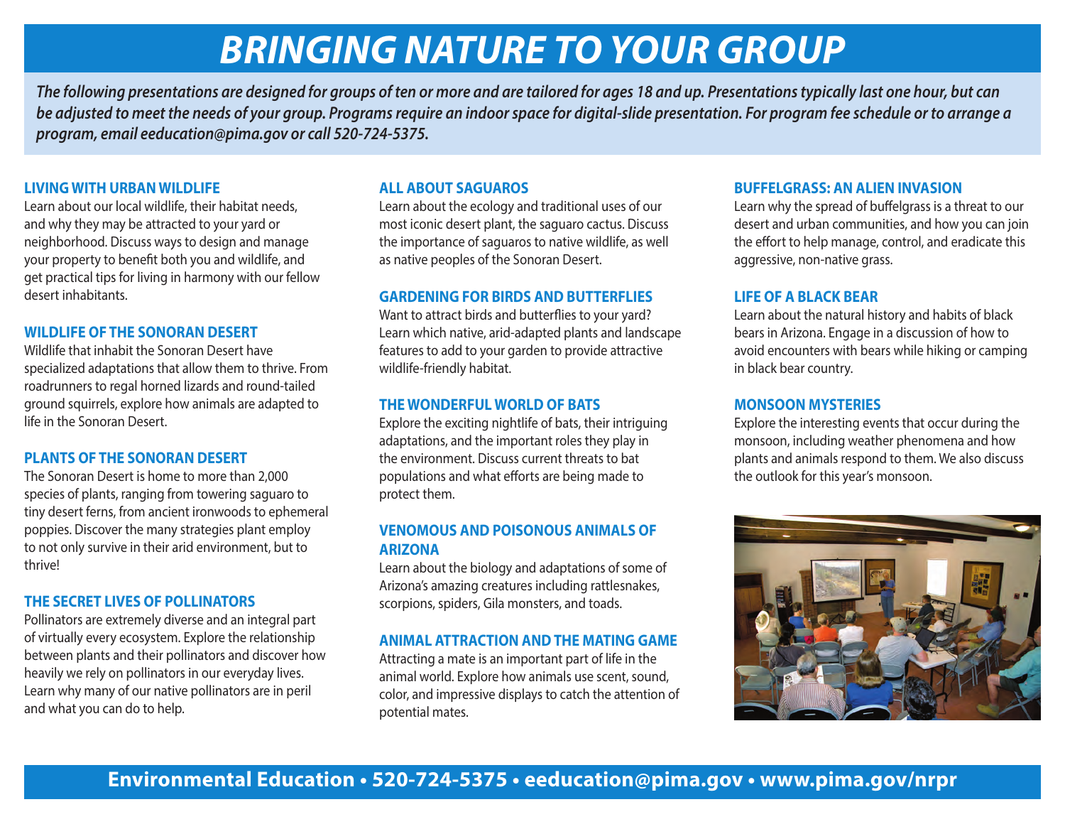# BRINGING NATURE TO YOUR GROUP

***The following presentations are designed for groups of ten or more and are tailored for ages 18 and up. Presentations typically last one hour, but can be adjusted to meet the needs of your group. Programs require an indoor space for digital-slide presentation. For program fee schedule or to arrange a program, email eeducation@pima.gov or call 520-724-5375.***

### LIVING WITH URBAN WILDLIFE

Learn about our local wildlife, their habitat needs, and why they may be attracted to your yard or neighborhood. Discuss ways to design and manage your property to benefit both you and wildlife, and get practical tips for living in harmony with our fellow desert inhabitants.

### WILDLIFE OF THE SONORAN DESERT

Wildlife that inhabit the Sonoran Desert have specialized adaptations that allow them to thrive. From roadrunners to regal horned lizards and round-tailed ground squirrels, explore how animals are adapted to life in the Sonoran Desert.

### PLANTS OF THE SONORAN DESERT

The Sonoran Desert is home to more than 2,000 species of plants, ranging from towering saguaro to tiny desert ferns, from ancient ironwoods to ephemeral poppies. Discover the many strategies plant employ to not only survive in their arid environment, but to thrive!

### THE SECRET LIVES OF POLLINATORS

Pollinators are extremely diverse and an integral part of virtually every ecosystem. Explore the relationship between plants and their pollinators and discover how heavily we rely on pollinators in our everyday lives. Learn why many of our native pollinators are in peril and what you can do to help.

### ALL ABOUT SAGUAROS

Learn about the ecology and traditional uses of our most iconic desert plant, the saguaro cactus. Discuss the importance of saguaros to native wildlife, as well as native peoples of the Sonoran Desert.

### GARDENING FOR BIRDS AND BUTTERFLIES

Want to attract birds and butterflies to your yard? Learn which native, arid-adapted plants and landscape features to add to your garden to provide attractive wildlife-friendly habitat.

### THE WONDERFUL WORLD OF BATS

Explore the exciting nightlife of bats, their intriguing adaptations, and the important roles they play in the environment. Discuss current threats to bat populations and what efforts are being made to protect them.

### VENOMOUS AND POISONOUS ANIMALS OF ARIZONA

Learn about the biology and adaptations of some of Arizona's amazing creatures including rattlesnakes, scorpions, spiders, Gila monsters, and toads.

### ANIMAL ATTRACTION AND THE MATING GAME

Attracting a mate is an important part of life in the animal world. Explore how animals use scent, sound, color, and impressive displays to catch the attention of potential mates.

### BUFFELGRASS: AN ALIEN INVASION

Learn why the spread of buffelgrass is a threat to our desert and urban communities, and how you can join the effort to help manage, control, and eradicate this aggressive, non-native grass.

### LIFE OF A BLACK BEAR

Learn about the natural history and habits of black bears in Arizona. Engage in a discussion of how to avoid encounters with bears while hiking or camping in black bear country.

### MONSOON MYSTERIES

Explore the interesting events that occur during the monsoon, including weather phenomena and how plants and animals respond to them. We also discuss the outlook for this year's monsoon.

**Environmental Education • 520-724-5375 • eeducation@pima.gov • www.pima.gov/nrpr**